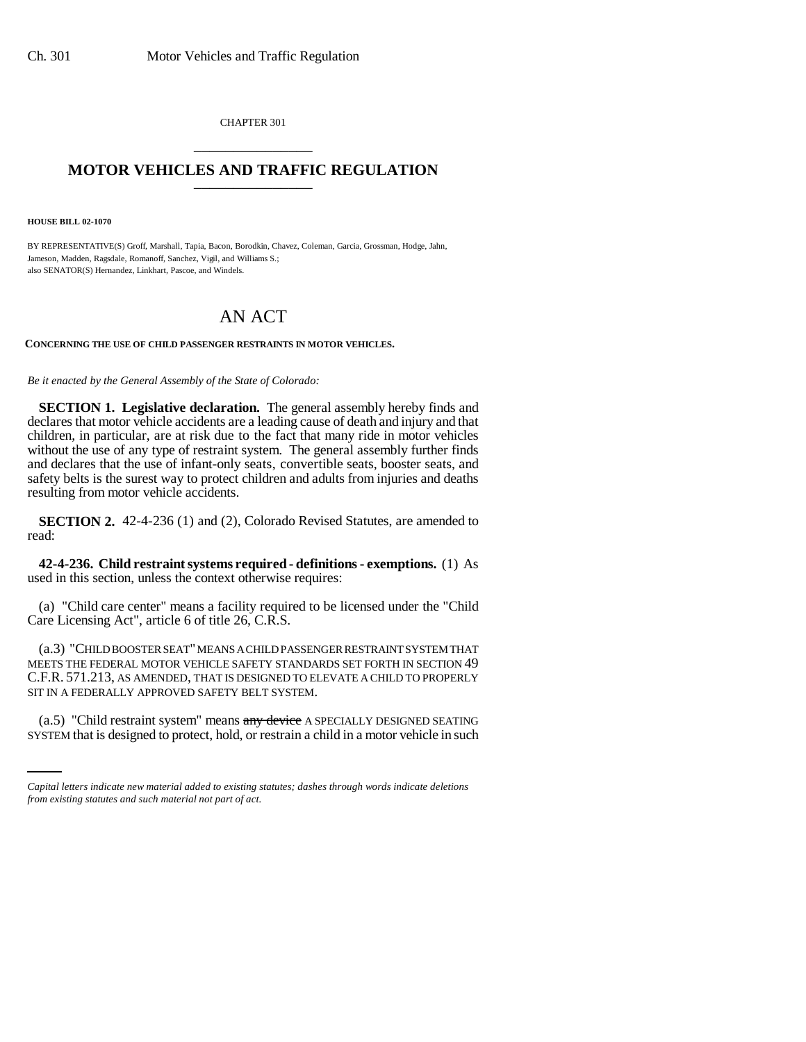CHAPTER 301

# MOTOR VEHICLES AND TRAFFIC REGULATION

**HOUSE BILL 02-1070**

BY REPRESENTATIVE(S) Groff, Marshall, Tapia, Bacon, Borodkin, Chavez, Coleman, Garcia, Grossman, Hodge, Jahn, Jameson, Madden, Ragsdale, Romanoff, Sanchez, Vigil, and Williams S.;
also SENATOR(S) Hernandez, Linkhart, Pascoe, and Windels.

# AN ACT

**CONCERNING THE USE OF CHILD PASSENGER RESTRAINTS IN MOTOR VEHICLES.**

*Be it enacted by the General Assembly of the State of Colorado:*

**SECTION 1. Legislative declaration.** The general assembly hereby finds and declares that motor vehicle accidents are a leading cause of death and injury and that children, in particular, are at risk due to the fact that many ride in motor vehicles without the use of any type of restraint system. The general assembly further finds and declares that the use of infant-only seats, convertible seats, booster seats, and safety belts is the surest way to protect children and adults from injuries and deaths resulting from motor vehicle accidents.

**SECTION 2.** 42-4-236 (1) and (2), Colorado Revised Statutes, are amended to read:

**42-4-236. Child restraint systems required - definitions - exemptions.** (1) As used in this section, unless the context otherwise requires:

(a) "Child care center" means a facility required to be licensed under the "Child Care Licensing Act", article 6 of title 26, C.R.S.

(a.3) "CHILD BOOSTER SEAT" MEANS A CHILD PASSENGER RESTRAINT SYSTEM THAT MEETS THE FEDERAL MOTOR VEHICLE SAFETY STANDARDS SET FORTH IN SECTION 49 C.F.R. 571.213, AS AMENDED, THAT IS DESIGNED TO ELEVATE A CHILD TO PROPERLY SIT IN A FEDERALLY APPROVED SAFETY BELT SYSTEM.

(a.5) "Child restraint system" means ~~any device~~ A SPECIALLY DESIGNED SEATING SYSTEM that is designed to protect, hold, or restrain a child in a motor vehicle in such

*Capital letters indicate new material added to existing statutes; dashes through words indicate deletions from existing statutes and such material not part of act.*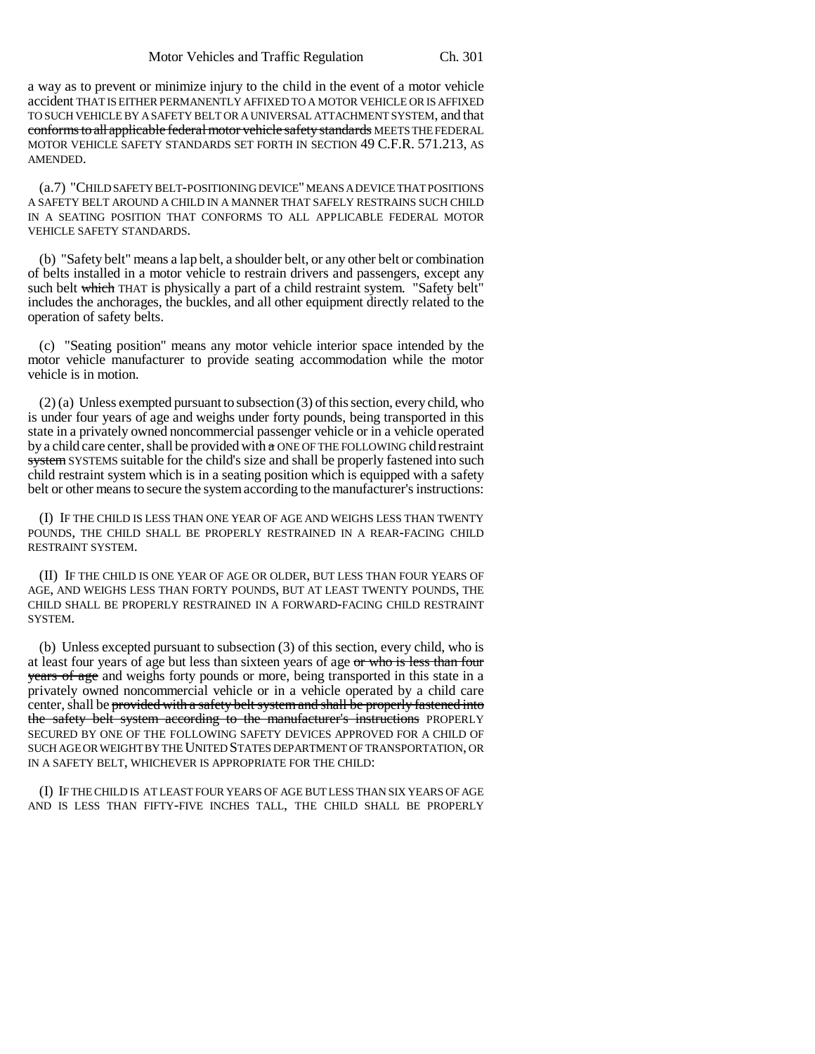a way as to prevent or minimize injury to the child in the event of a motor vehicle accident THAT IS EITHER PERMANENTLY AFFIXED TO A MOTOR VEHICLE OR IS AFFIXED TO SUCH VEHICLE BY A SAFETY BELT OR A UNIVERSAL ATTACHMENT SYSTEM, and that ~~conforms to all applicable federal motor vehicle safety standards~~ MEETS THE FEDERAL MOTOR VEHICLE SAFETY STANDARDS SET FORTH IN SECTION 49 C.F.R. 571.213, AS AMENDED.

(a.7) "CHILD SAFETY BELT-POSITIONING DEVICE" MEANS A DEVICE THAT POSITIONS A SAFETY BELT AROUND A CHILD IN A MANNER THAT SAFELY RESTRAINS SUCH CHILD IN A SEATING POSITION THAT CONFORMS TO ALL APPLICABLE FEDERAL MOTOR VEHICLE SAFETY STANDARDS.

(b) "Safety belt" means a lap belt, a shoulder belt, or any other belt or combination of belts installed in a motor vehicle to restrain drivers and passengers, except any such belt ~~which~~ THAT is physically a part of a child restraint system. "Safety belt" includes the anchorages, the buckles, and all other equipment directly related to the operation of safety belts.

(c) "Seating position" means any motor vehicle interior space intended by the motor vehicle manufacturer to provide seating accommodation while the motor vehicle is in motion.

(2) (a) Unless exempted pursuant to subsection (3) of this section, every child, who is under four years of age and weighs under forty pounds, being transported in this state in a privately owned noncommercial passenger vehicle or in a vehicle operated by a child care center, shall be provided with ~~a~~ ONE OF THE FOLLOWING child restraint ~~system~~ SYSTEMS suitable for the child's size and shall be properly fastened into such child restraint system which is in a seating position which is equipped with a safety belt or other means to secure the system according to the manufacturer's instructions:

(I) IF THE CHILD IS LESS THAN ONE YEAR OF AGE AND WEIGHS LESS THAN TWENTY POUNDS, THE CHILD SHALL BE PROPERLY RESTRAINED IN A REAR-FACING CHILD RESTRAINT SYSTEM.

(II) IF THE CHILD IS ONE YEAR OF AGE OR OLDER, BUT LESS THAN FOUR YEARS OF AGE, AND WEIGHS LESS THAN FORTY POUNDS, BUT AT LEAST TWENTY POUNDS, THE CHILD SHALL BE PROPERLY RESTRAINED IN A FORWARD-FACING CHILD RESTRAINT SYSTEM.

(b) Unless excepted pursuant to subsection (3) of this section, every child, who is at least four years of age but less than sixteen years of age ~~or who is less than four years of age~~ and weighs forty pounds or more, being transported in this state in a privately owned noncommercial vehicle or in a vehicle operated by a child care center, shall be ~~provided with a safety belt system and shall be properly fastened into the safety belt system according to the manufacturer's instructions~~ PROPERLY SECURED BY ONE OF THE FOLLOWING SAFETY DEVICES APPROVED FOR A CHILD OF SUCH AGE OR WEIGHT BY THE UNITED STATES DEPARTMENT OF TRANSPORTATION, OR IN A SAFETY BELT, WHICHEVER IS APPROPRIATE FOR THE CHILD:

(I) IF THE CHILD IS AT LEAST FOUR YEARS OF AGE BUT LESS THAN SIX YEARS OF AGE AND IS LESS THAN FIFTY-FIVE INCHES TALL, THE CHILD SHALL BE PROPERLY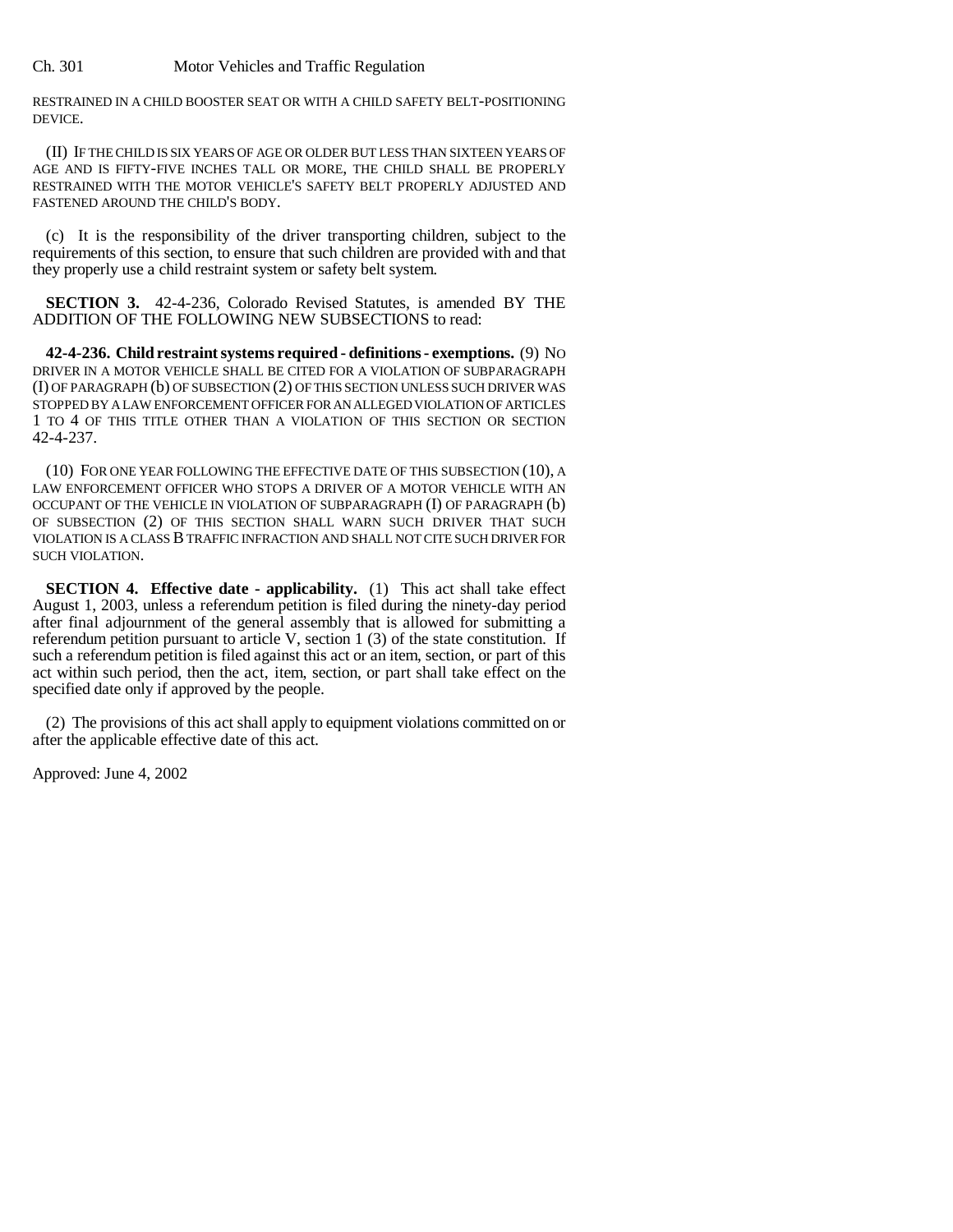RESTRAINED IN A CHILD BOOSTER SEAT OR WITH A CHILD SAFETY BELT-POSITIONING DEVICE.

(II) IF THE CHILD IS SIX YEARS OF AGE OR OLDER BUT LESS THAN SIXTEEN YEARS OF AGE AND IS FIFTY-FIVE INCHES TALL OR MORE, THE CHILD SHALL BE PROPERLY RESTRAINED WITH THE MOTOR VEHICLE'S SAFETY BELT PROPERLY ADJUSTED AND FASTENED AROUND THE CHILD'S BODY.

(c) It is the responsibility of the driver transporting children, subject to the requirements of this section, to ensure that such children are provided with and that they properly use a child restraint system or safety belt system.

**SECTION 3.** 42-4-236, Colorado Revised Statutes, is amended BY THE ADDITION OF THE FOLLOWING NEW SUBSECTIONS to read:

**42-4-236. Child restraint systems required - definitions - exemptions.** (9) NO DRIVER IN A MOTOR VEHICLE SHALL BE CITED FOR A VIOLATION OF SUBPARAGRAPH (I) OF PARAGRAPH (b) OF SUBSECTION (2) OF THIS SECTION UNLESS SUCH DRIVER WAS STOPPED BY A LAW ENFORCEMENT OFFICER FOR AN ALLEGED VIOLATION OF ARTICLES 1 TO 4 OF THIS TITLE OTHER THAN A VIOLATION OF THIS SECTION OR SECTION 42-4-237.

(10) FOR ONE YEAR FOLLOWING THE EFFECTIVE DATE OF THIS SUBSECTION (10), A LAW ENFORCEMENT OFFICER WHO STOPS A DRIVER OF A MOTOR VEHICLE WITH AN OCCUPANT OF THE VEHICLE IN VIOLATION OF SUBPARAGRAPH (I) OF PARAGRAPH (b) OF SUBSECTION (2) OF THIS SECTION SHALL WARN SUCH DRIVER THAT SUCH VIOLATION IS A CLASS B TRAFFIC INFRACTION AND SHALL NOT CITE SUCH DRIVER FOR SUCH VIOLATION.

**SECTION 4. Effective date - applicability.** (1) This act shall take effect August 1, 2003, unless a referendum petition is filed during the ninety-day period after final adjournment of the general assembly that is allowed for submitting a referendum petition pursuant to article V, section 1 (3) of the state constitution. If such a referendum petition is filed against this act or an item, section, or part of this act within such period, then the act, item, section, or part shall take effect on the specified date only if approved by the people.

(2) The provisions of this act shall apply to equipment violations committed on or after the applicable effective date of this act.

Approved: June 4, 2002